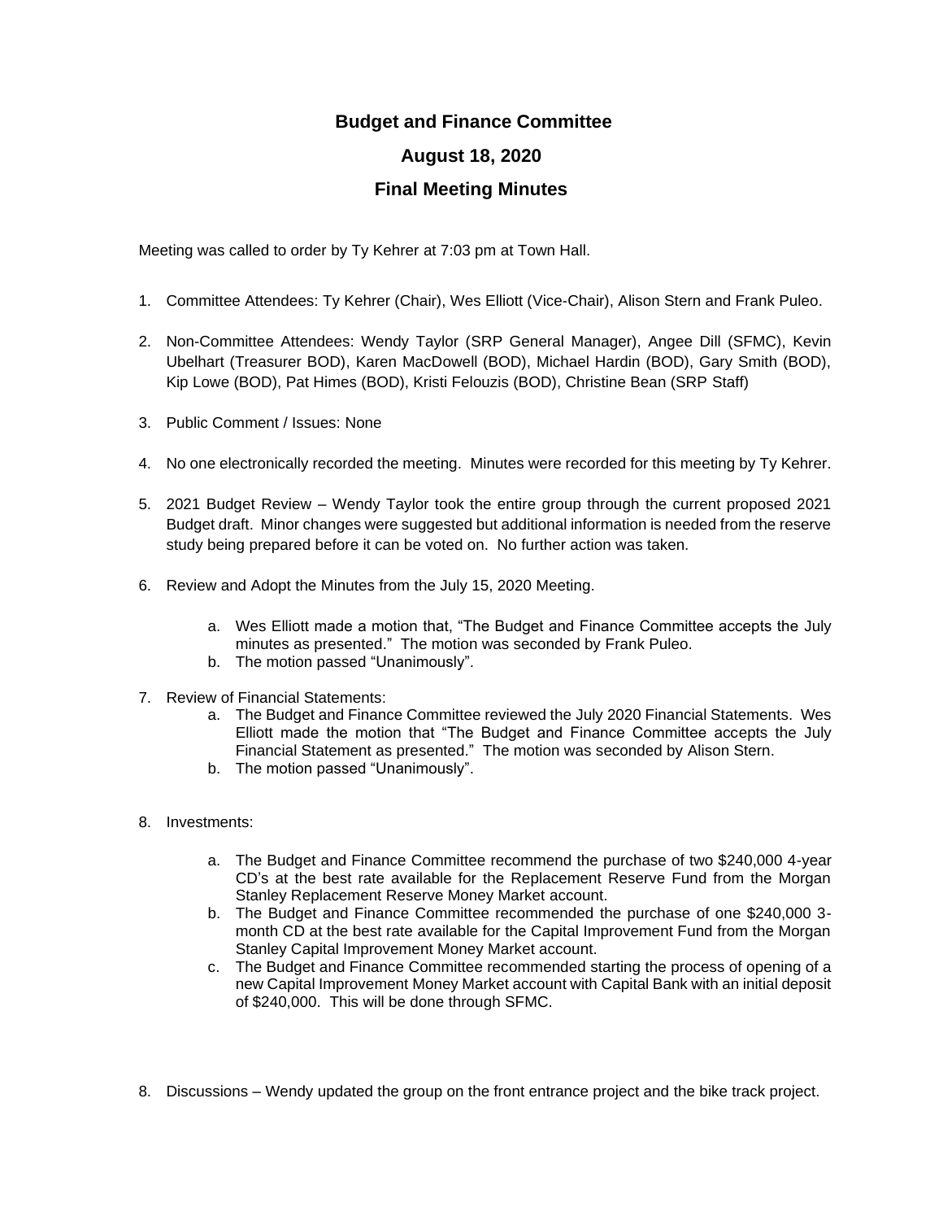# Budget and Finance Committee

## August 18, 2020

## Final Meeting Minutes

Meeting was called to order by Ty Kehrer at 7:03 pm at Town Hall.

1. Committee Attendees: Ty Kehrer (Chair), Wes Elliott (Vice-Chair), Alison Stern and Frank Puleo.

2. Non-Committee Attendees: Wendy Taylor (SRP General Manager), Angee Dill (SFMC), Kevin Ubelhart (Treasurer BOD), Karen MacDowell (BOD), Michael Hardin (BOD), Gary Smith (BOD), Kip Lowe (BOD), Pat Himes (BOD), Kristi Felouzis (BOD), Christine Bean (SRP Staff)

3. Public Comment / Issues: None

4. No one electronically recorded the meeting. Minutes were recorded for this meeting by Ty Kehrer.

5. 2021 Budget Review – Wendy Taylor took the entire group through the current proposed 2021 Budget draft. Minor changes were suggested but additional information is needed from the reserve study being prepared before it can be voted on. No further action was taken.

6. Review and Adopt the Minutes from the July 15, 2020 Meeting.

    a. Wes Elliott made a motion that, "The Budget and Finance Committee accepts the July minutes as presented." The motion was seconded by Frank Puleo.
    b. The motion passed "Unanimously".

7. Review of Financial Statements:
    a. The Budget and Finance Committee reviewed the July 2020 Financial Statements. Wes Elliott made the motion that "The Budget and Finance Committee accepts the July Financial Statement as presented." The motion was seconded by Alison Stern.
    b. The motion passed "Unanimously".

8. Investments:

    a. The Budget and Finance Committee recommend the purchase of two $240,000 4-year CD's at the best rate available for the Replacement Reserve Fund from the Morgan Stanley Replacement Reserve Money Market account.
    b. The Budget and Finance Committee recommended the purchase of one $240,000 3-month CD at the best rate available for the Capital Improvement Fund from the Morgan Stanley Capital Improvement Money Market account.
    c. The Budget and Finance Committee recommended starting the process of opening of a new Capital Improvement Money Market account with Capital Bank with an initial deposit of $240,000. This will be done through SFMC.

8. Discussions – Wendy updated the group on the front entrance project and the bike track project.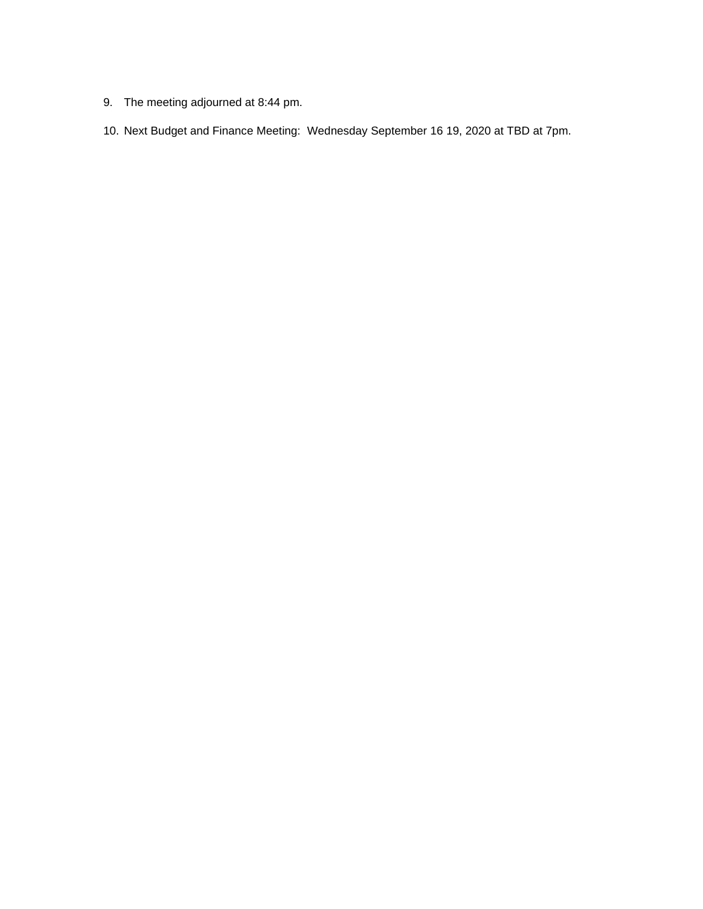9. The meeting adjourned at 8:44 pm.

10. Next Budget and Finance Meeting: Wednesday September 16 19, 2020 at TBD at 7pm.